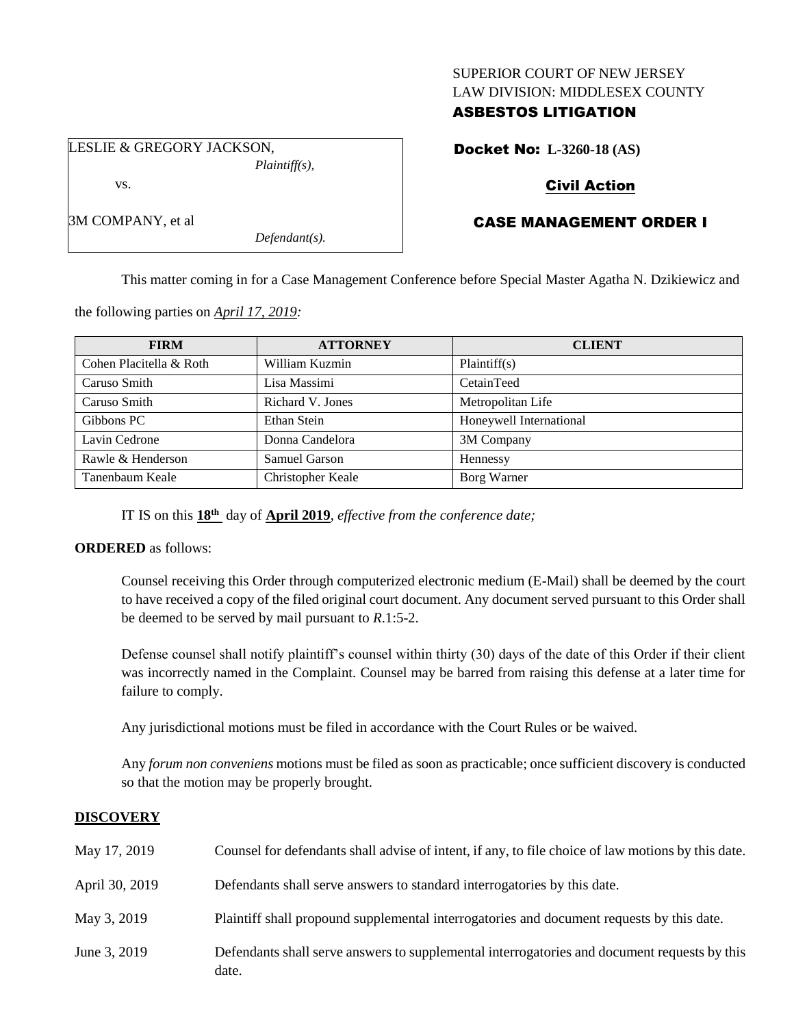SUPERIOR COURT OF NEW JERSEY
LAW DIVISION: MIDDLESEX COUNTY

**ASBESTOS LITIGATION**

LESLIE & GREGORY JACKSON,
*Plaintiff(s),*

vs.

3M COMPANY, et al
*Defendant(s).*

**Docket No: L-3260-18 (AS)**

**Civil Action**

**CASE MANAGEMENT ORDER I**

This matter coming in for a Case Management Conference before Special Master Agatha N. Dzikiewicz and the following parties on *April 17, 2019:*

| FIRM | ATTORNEY | CLIENT |
|---|---|---|
| Cohen Placitella & Roth | William Kuzmin | Plaintiff(s) |
| Caruso Smith | Lisa Massimi | CetainTeed |
| Caruso Smith | Richard V. Jones | Metropolitan Life |
| Gibbons PC | Ethan Stein | Honeywell International |
| Lavin Cedrone | Donna Candelora | 3M Company |
| Rawle & Henderson | Samuel Garson | Hennessy |
| Tanenbaum Keale | Christopher Keale | Borg Warner |

IT IS on this **18th** day of **April 2019**, *effective from the conference date;*

**ORDERED** as follows:

Counsel receiving this Order through computerized electronic medium (E-Mail) shall be deemed by the court to have received a copy of the filed original court document. Any document served pursuant to this Order shall be deemed to be served by mail pursuant to *R*.1:5-2.

Defense counsel shall notify plaintiff's counsel within thirty (30) days of the date of this Order if their client was incorrectly named in the Complaint. Counsel may be barred from raising this defense at a later time for failure to comply.

Any jurisdictional motions must be filed in accordance with the Court Rules or be waived.

Any *forum non conveniens* motions must be filed as soon as practicable; once sufficient discovery is conducted so that the motion may be properly brought.

## DISCOVERY

| | |
|---|---|
| May 17, 2019 | Counsel for defendants shall advise of intent, if any, to file choice of law motions by this date. |
| April 30, 2019 | Defendants shall serve answers to standard interrogatories by this date. |
| May 3, 2019 | Plaintiff shall propound supplemental interrogatories and document requests by this date. |
| June 3, 2019 | Defendants shall serve answers to supplemental interrogatories and document requests by this date. |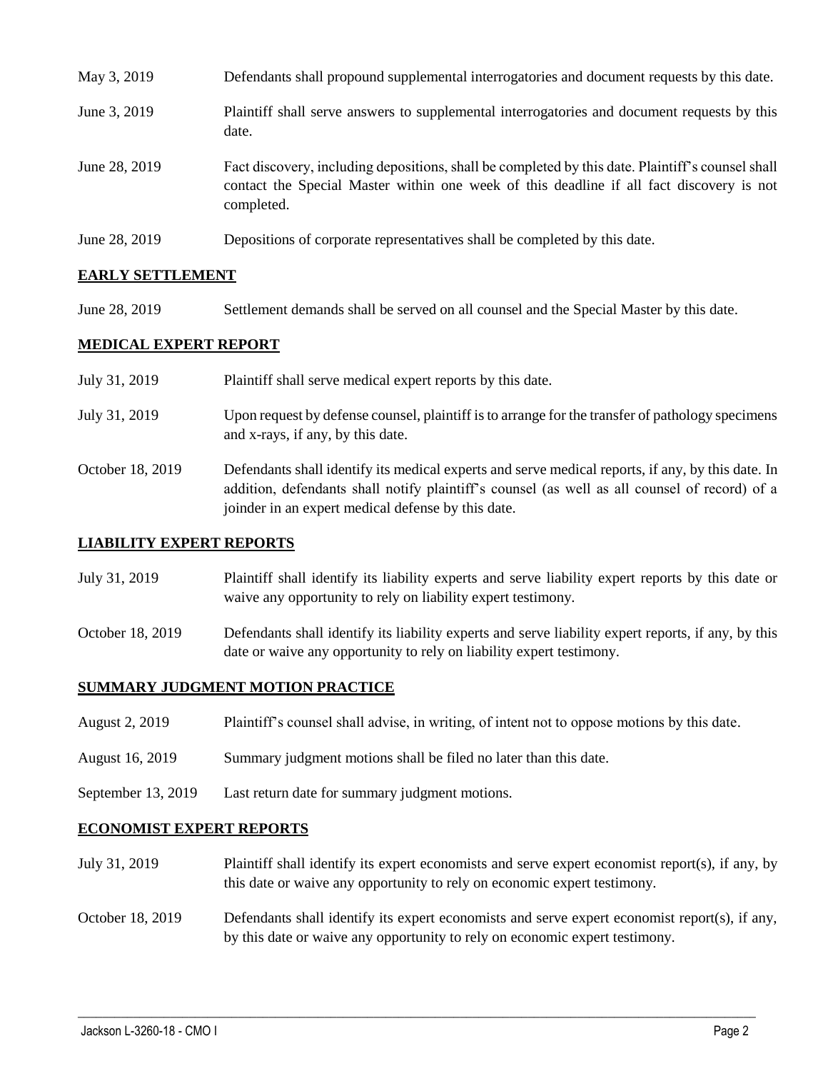| | |
|---|---|
| May 3, 2019 | Defendants shall propound supplemental interrogatories and document requests by this date. |
| June 3, 2019 | Plaintiff shall serve answers to supplemental interrogatories and document requests by this date. |
| June 28, 2019 | Fact discovery, including depositions, shall be completed by this date. Plaintiff's counsel shall contact the Special Master within one week of this deadline if all fact discovery is not completed. |
| June 28, 2019 | Depositions of corporate representatives shall be completed by this date. |

## EARLY SETTLEMENT

| | |
|---|---|
| June 28, 2019 | Settlement demands shall be served on all counsel and the Special Master by this date. |

## MEDICAL EXPERT REPORT

| | |
|---|---|
| July 31, 2019 | Plaintiff shall serve medical expert reports by this date. |
| July 31, 2019 | Upon request by defense counsel, plaintiff is to arrange for the transfer of pathology specimens and x-rays, if any, by this date. |
| October 18, 2019 | Defendants shall identify its medical experts and serve medical reports, if any, by this date. In addition, defendants shall notify plaintiff's counsel (as well as all counsel of record) of a joinder in an expert medical defense by this date. |

## LIABILITY EXPERT REPORTS

| | |
|---|---|
| July 31, 2019 | Plaintiff shall identify its liability experts and serve liability expert reports by this date or waive any opportunity to rely on liability expert testimony. |
| October 18, 2019 | Defendants shall identify its liability experts and serve liability expert reports, if any, by this date or waive any opportunity to rely on liability expert testimony. |

## SUMMARY JUDGMENT MOTION PRACTICE

| | |
|---|---|
| August 2, 2019 | Plaintiff's counsel shall advise, in writing, of intent not to oppose motions by this date. |
| August 16, 2019 | Summary judgment motions shall be filed no later than this date. |
| September 13, 2019 | Last return date for summary judgment motions. |

## ECONOMIST EXPERT REPORTS

| | |
|---|---|
| July 31, 2019 | Plaintiff shall identify its expert economists and serve expert economist report(s), if any, by this date or waive any opportunity to rely on economic expert testimony. |
| October 18, 2019 | Defendants shall identify its expert economists and serve expert economist report(s), if any, by this date or waive any opportunity to rely on economic expert testimony. |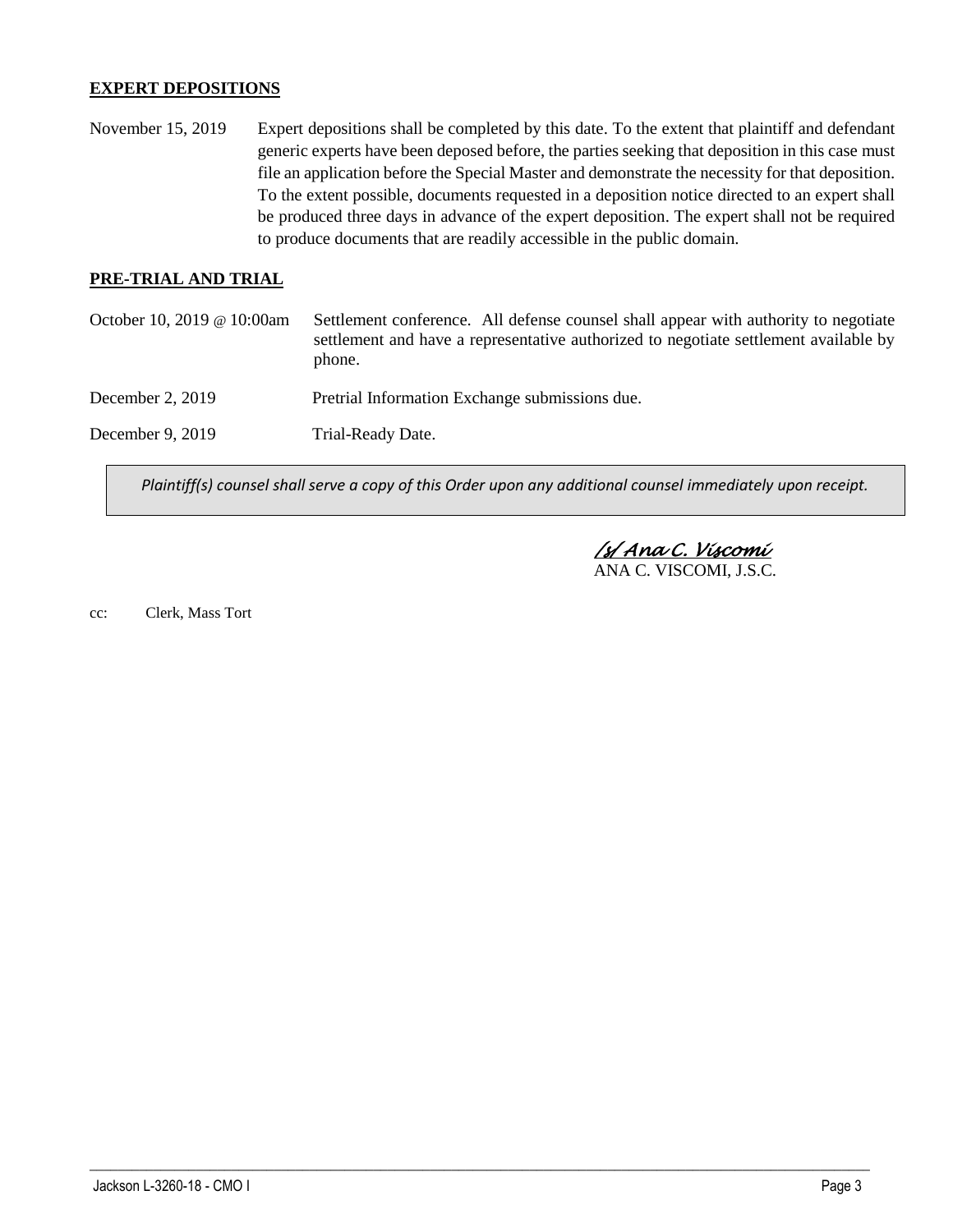**EXPERT DEPOSITIONS**

| | |
|---|---|
| November 15, 2019 | Expert depositions shall be completed by this date. To the extent that plaintiff and defendant generic experts have been deposed before, the parties seeking that deposition in this case must file an application before the Special Master and demonstrate the necessity for that deposition. To the extent possible, documents requested in a deposition notice directed to an expert shall be produced three days in advance of the expert deposition. The expert shall not be required to produce documents that are readily accessible in the public domain. |

**PRE-TRIAL AND TRIAL**

| | |
|---|---|
| October 10, 2019 @ 10:00am | Settlement conference. All defense counsel shall appear with authority to negotiate settlement and have a representative authorized to negotiate settlement available by phone. |
| December 2, 2019 | Pretrial Information Exchange submissions due. |
| December 9, 2019 | Trial-Ready Date. |

*Plaintiff(s) counsel shall serve a copy of this Order upon any additional counsel immediately upon receipt.*

/s/ Ana C. Viscomi
ANA C. VISCOMI, J.S.C.

cc: Clerk, Mass Tort